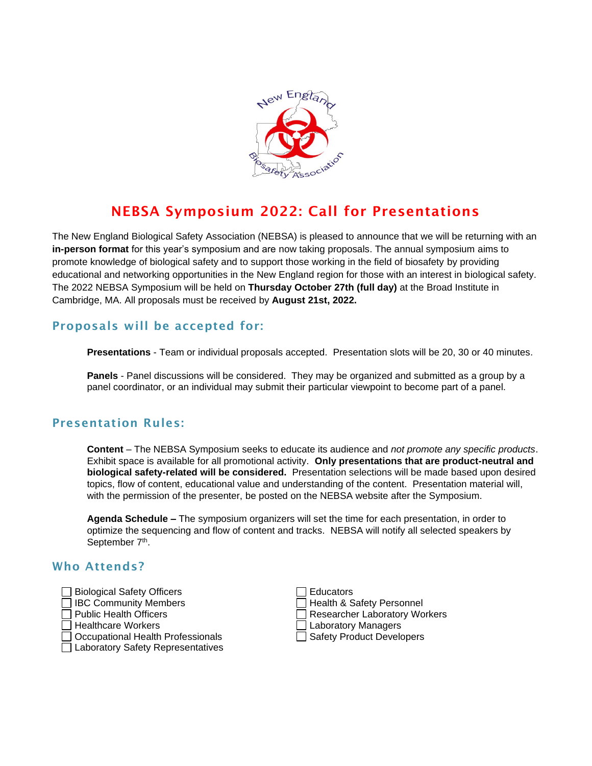# NEBSA Symposium 2022: Call for Presentations

The New England Biological Safety Association (NEBSA) is pleased to announce that we will be returning with an **in-person format** for this year's symposium and are now taking proposals. The annual symposium aims to promote knowledge of biological safety and to support those working in the field of biosafety by providing educational and networking opportunities in the New England region for those with an interest in biological safety. The 2022 NEBSA Symposium will be held on **Thursday October 27th (full day)** at the Broad Institute in Cambridge, MA. All proposals must be received by **August 21st, 2022.**

## Proposals will be accepted for:

**Presentations** - Team or individual proposals accepted. Presentation slots will be 20, 30 or 40 minutes.

**Panels** - Panel discussions will be considered. They may be organized and submitted as a group by a panel coordinator, or an individual may submit their particular viewpoint to become part of a panel.

## Presentation Rules:

**Content** – The NEBSA Symposium seeks to educate its audience and *not promote any specific products*. Exhibit space is available for all promotional activity. **Only presentations that are product-neutral and biological safety-related will be considered.** Presentation selections will be made based upon desired topics, flow of content, educational value and understanding of the content. Presentation material will, with the permission of the presenter, be posted on the NEBSA website after the Symposium.

**Agenda Schedule –** The symposium organizers will set the time for each presentation, in order to optimize the sequencing and flow of content and tracks. NEBSA will notify all selected speakers by September 7th.

## Who Attends?

- ☐ Biological Safety Officers
- ☐ IBC Community Members
- ☐ Public Health Officers
- ☐ Healthcare Workers
- ☐ Occupational Health Professionals
- ☐ Laboratory Safety Representatives
- ☐ Educators
- ☐ Health & Safety Personnel
- ☐ Researcher Laboratory Workers
- ☐ Laboratory Managers
- ☐ Safety Product Developers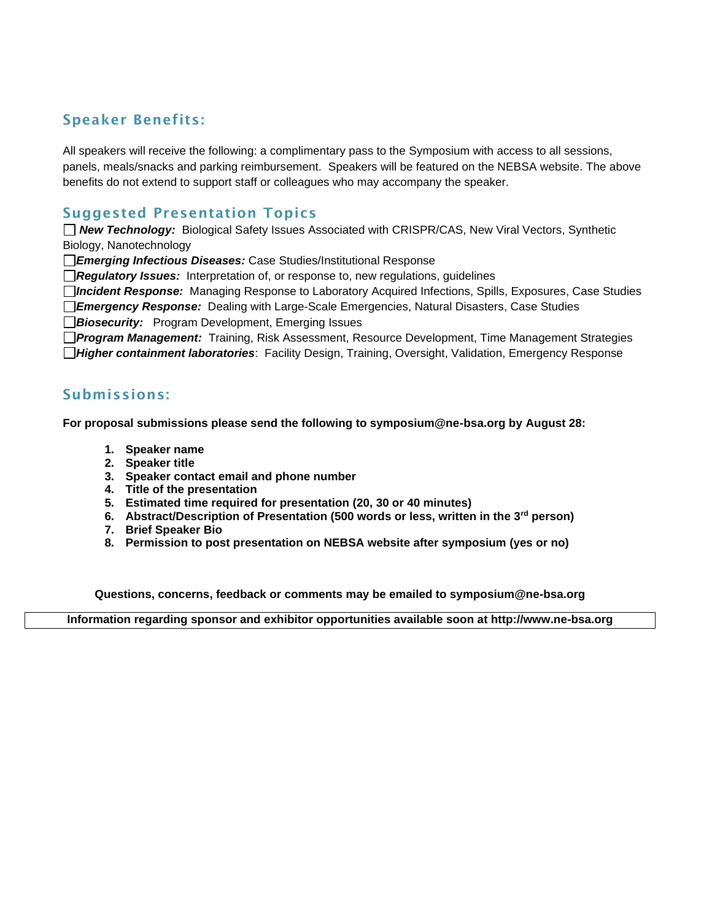## Speaker Benefits:

All speakers will receive the following: a complimentary pass to the Symposium with access to all sessions, panels, meals/snacks and parking reimbursement. Speakers will be featured on the NEBSA website. The above benefits do not extend to support staff or colleagues who may accompany the speaker.

## Suggested Presentation Topics

- ☐ ***New Technology:*** Biological Safety Issues Associated with CRISPR/CAS, New Viral Vectors, Synthetic Biology, Nanotechnology
- ☐ ***Emerging Infectious Diseases:*** Case Studies/Institutional Response
- ☐ ***Regulatory Issues:*** Interpretation of, or response to, new regulations, guidelines
- ☐ ***Incident Response:*** Managing Response to Laboratory Acquired Infections, Spills, Exposures, Case Studies
- ☐ ***Emergency Response:*** Dealing with Large-Scale Emergencies, Natural Disasters, Case Studies
- ☐ ***Biosecurity:*** Program Development, Emerging Issues
- ☐ ***Program Management:*** Training, Risk Assessment, Resource Development, Time Management Strategies
- ☐ ***Higher containment laboratories***: Facility Design, Training, Oversight, Validation, Emergency Response

## Submissions:

**For proposal submissions please send the following to symposium@ne-bsa.org by August 28:**

1. **Speaker name**
2. **Speaker title**
3. **Speaker contact email and phone number**
4. **Title of the presentation**
5. **Estimated time required for presentation (20, 30 or 40 minutes)**
6. **Abstract/Description of Presentation (500 words or less, written in the 3rd person)**
7. **Brief Speaker Bio**
8. **Permission to post presentation on NEBSA website after symposium (yes or no)**

**Questions, concerns, feedback or comments may be emailed to symposium@ne-bsa.org**

**Information regarding sponsor and exhibitor opportunities available soon at http://www.ne-bsa.org**